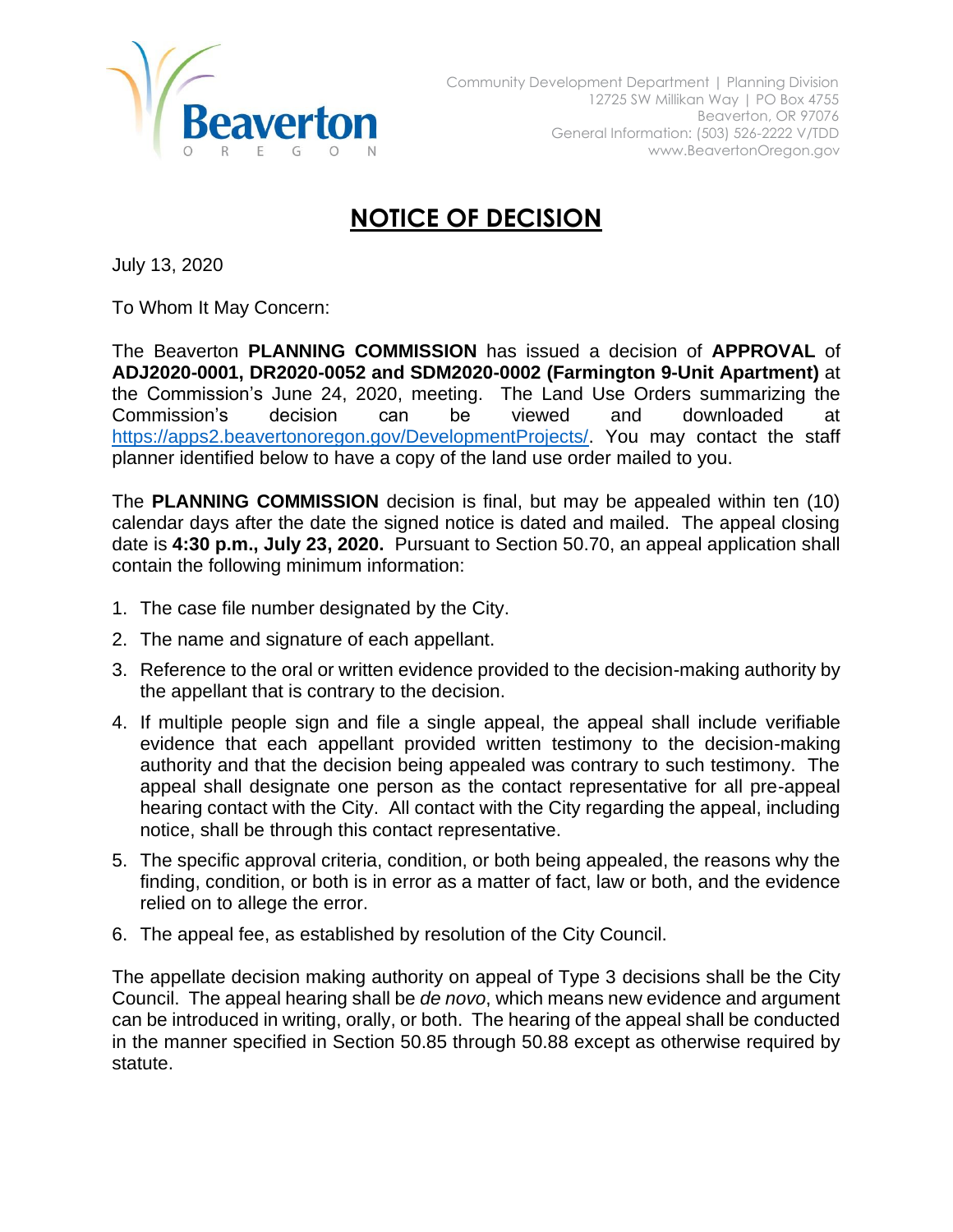Beaverton OREGON

Community Development Department | Planning Division
12725 SW Millikan Way | PO Box 4755
Beaverton, OR 97076
General Information: (503) 526-2222 V/TDD
www.BeavertonOregon.gov

# NOTICE OF DECISION

July 13, 2020

To Whom It May Concern:

The Beaverton **PLANNING COMMISSION** has issued a decision of **APPROVAL** of **ADJ2020-0001, DR2020-0052 and SDM2020-0002 (Farmington 9-Unit Apartment)** at the Commission's June 24, 2020, meeting. The Land Use Orders summarizing the Commission's decision can be viewed and downloaded at https://apps2.beavertonoregon.gov/DevelopmentProjects/. You may contact the staff planner identified below to have a copy of the land use order mailed to you.

The **PLANNING COMMISSION** decision is final, but may be appealed within ten (10) calendar days after the date the signed notice is dated and mailed. The appeal closing date is **4:30 p.m., July 23, 2020.** Pursuant to Section 50.70, an appeal application shall contain the following minimum information:

1. The case file number designated by the City.
2. The name and signature of each appellant.
3. Reference to the oral or written evidence provided to the decision-making authority by the appellant that is contrary to the decision.
4. If multiple people sign and file a single appeal, the appeal shall include verifiable evidence that each appellant provided written testimony to the decision-making authority and that the decision being appealed was contrary to such testimony. The appeal shall designate one person as the contact representative for all pre-appeal hearing contact with the City. All contact with the City regarding the appeal, including notice, shall be through this contact representative.
5. The specific approval criteria, condition, or both being appealed, the reasons why the finding, condition, or both is in error as a matter of fact, law or both, and the evidence relied on to allege the error.
6. The appeal fee, as established by resolution of the City Council.

The appellate decision making authority on appeal of Type 3 decisions shall be the City Council. The appeal hearing shall be *de novo*, which means new evidence and argument can be introduced in writing, orally, or both. The hearing of the appeal shall be conducted in the manner specified in Section 50.85 through 50.88 except as otherwise required by statute.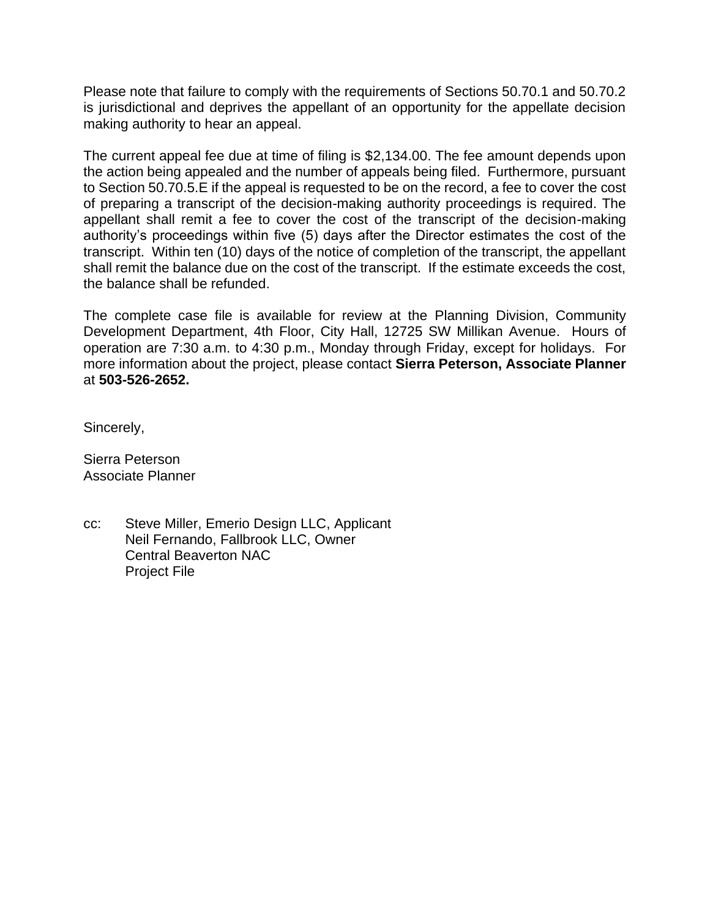Please note that failure to comply with the requirements of Sections 50.70.1 and 50.70.2 is jurisdictional and deprives the appellant of an opportunity for the appellate decision making authority to hear an appeal.

The current appeal fee due at time of filing is $2,134.00. The fee amount depends upon the action being appealed and the number of appeals being filed. Furthermore, pursuant to Section 50.70.5.E if the appeal is requested to be on the record, a fee to cover the cost of preparing a transcript of the decision-making authority proceedings is required. The appellant shall remit a fee to cover the cost of the transcript of the decision-making authority's proceedings within five (5) days after the Director estimates the cost of the transcript. Within ten (10) days of the notice of completion of the transcript, the appellant shall remit the balance due on the cost of the transcript. If the estimate exceeds the cost, the balance shall be refunded.

The complete case file is available for review at the Planning Division, Community Development Department, 4th Floor, City Hall, 12725 SW Millikan Avenue. Hours of operation are 7:30 a.m. to 4:30 p.m., Monday through Friday, except for holidays. For more information about the project, please contact **Sierra Peterson, Associate Planner** at **503-526-2652.**

Sincerely,

Sierra Peterson
Associate Planner

cc: Steve Miller, Emerio Design LLC, Applicant
Neil Fernando, Fallbrook LLC, Owner
Central Beaverton NAC
Project File